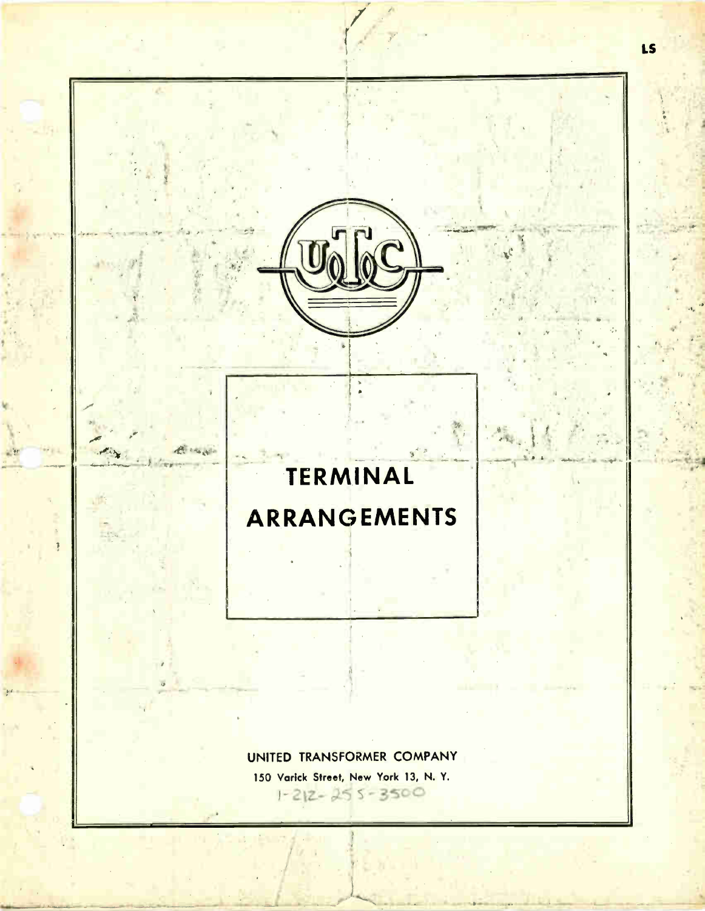LS

UTC

# TERMINAL ARRANGEMENTS

UNITED TRANSFORMER COMPANY

150 Varick Street, New York 13, N. Y.

1-212-255-3500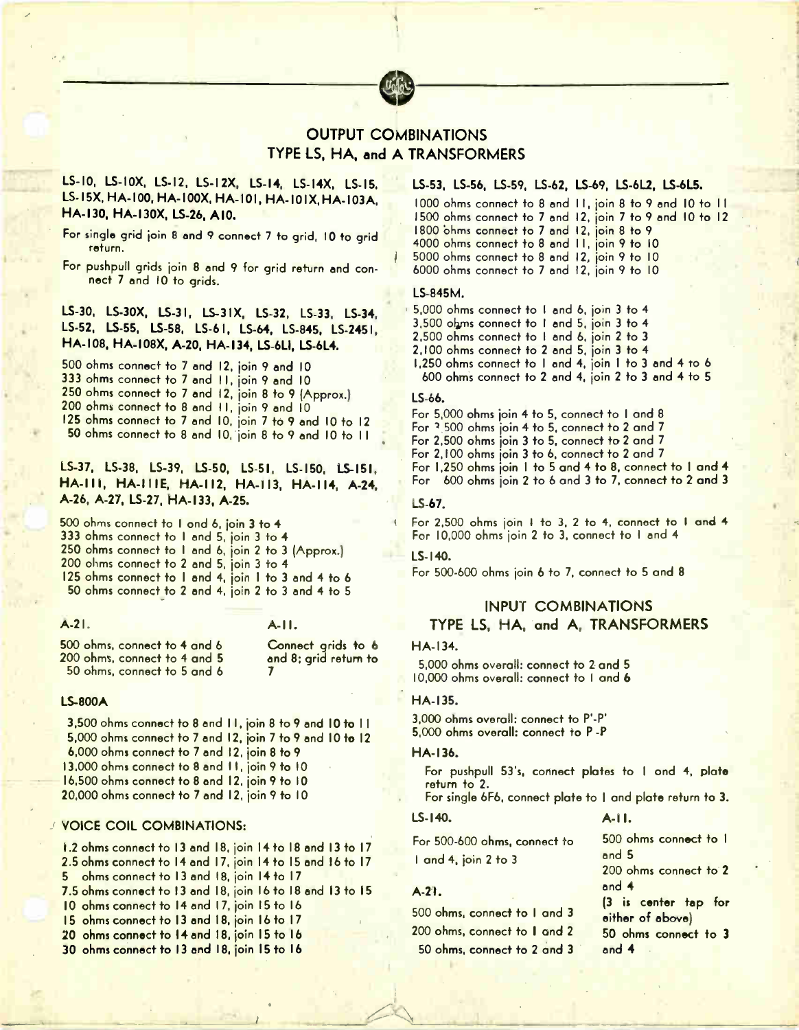## OUTPUT COMBINATIONS
## TYPE LS, HA, and A TRANSFORMERS

**LS-10, LS-10X, LS-12, LS-12X, LS-14, LS-14X, LS-15, LS-15X, HA-100, HA-100X, HA-101, HA-101X, HA-103A, HA-130, HA-130X, LS-26, A10.**

For single grid join 8 and 9 connect 7 to grid, 10 to grid return.

For pushpull grids join 8 and 9 for grid return and connect 7 and 10 to grids.

**LS-30, LS-30X, LS-31, LS-31X, LS-32, LS-33, LS-34, LS-52, LS-55, LS-58, LS-61, LS-64, LS-845, LS-2451, HA-108, HA-108X, A-20, HA-134, LS-6L1, LS-6L4.**

500 ohms connect to 7 and 12, join 9 and 10
333 ohms connect to 7 and 11, join 9 and 10
250 ohms connect to 7 and 12, join 8 to 9 (Approx.)
200 ohms connect to 8 and 11, join 9 and 10
125 ohms connect to 7 and 10, join 7 to 9 and 10 to 12
50 ohms connect to 8 and 10, join 8 to 9 and 10 to 11

**LS-37, LS-38, LS-39, LS-50, LS-51, LS-150, LS-151, HA-111, HA-111E, HA-112, HA-113, HA-114, A-24, A-26, A-27, LS-27, HA-133, A-25.**

500 ohms connect to 1 ond 6, join 3 to 4
333 ohms connect to 1 and 5, join 3 to 4
250 ohms connect to 1 and 6, join 2 to 3 (Approx.)
200 ohms connect to 2 and 5, join 3 to 4
125 ohms connect to 1 and 4, join 1 to 3 and 4 to 6
50 ohms connect to 2 and 4, join 2 to 3 and 4 to 5

**A-21.**

500 ohms, connect to 4 and 6
200 ohms, connect to 4 and 5
50 ohms, connect to 5 and 6

**A-11.**

Connect grids to 6 and 8; grid return to 7

**LS-800A**

3,500 ohms connect to 8 and 11, join 8 to 9 and 10 to 11
5,000 ohms connect to 7 and 12, join 7 to 9 and 10 to 12
6,000 ohms connect to 7 and 12, join 8 to 9
13,000 ohms connect to 8 and 11, join 9 to 10
16,500 ohms connect to 8 and 12, join 9 to 10
20,000 ohms connect to 7 and 12, join 9 to 10

**VOICE COIL COMBINATIONS:**

1.2 ohms connect to 13 and 18, join 14 to 18 and 13 to 17
2.5 ohms connect to 14 and 17, join 14 to 15 and 16 to 17
5 ohms connect to 13 and 18, join 14 to 17
7.5 ohms connect to 13 and 18, join 16 to 18 and 13 to 15
10 ohms connect to 14 and 17, join 15 to 16
15 ohms connect to 13 and 18, join 16 to 17
20 ohms connect to 14 and 18, join 15 to 16
30 ohms connect to 13 and 18, join 15 to 16

**LS-53, LS-56, LS-59, LS-62, LS-69, LS-6L2, LS-6L5.**

1000 ohms connect to 8 and 11, join 8 to 9 and 10 to 11
1500 ohms connect to 7 and 12, join 7 to 9 and 10 to 12
1800 ohms connect to 7 and 12, join 8 to 9
4000 ohms connect to 8 and 11, join 9 to 10
5000 ohms connect to 8 and 12, join 9 to 10
6000 ohms connect to 7 and 12, join 9 to 10

**LS-845M.**

5,000 ohms connect to 1 and 6, join 3 to 4
3,500 ohms connect to 1 and 5, join 3 to 4
2,500 ohms connect to 1 and 6, join 2 to 3
2,100 ohms connect to 2 and 5, join 3 to 4
1,250 ohms connect to 1 and 4, join 1 to 3 and 4 to 6
600 ohms connect to 2 and 4, join 2 to 3 and 4 to 5

**LS-66.**

For 5,000 ohms join 4 to 5, connect to 1 and 8
For 3 500 ohms join 4 to 5, connect to 2 and 7
For 2,500 ohms join 3 to 5, connect to 2 and 7
For 2,100 ohms join 3 to 6, connect to 2 and 7
For 1,250 ohms join 1 to 5 and 4 to 8, connect to 1 and 4
For 600 ohms join 2 to 6 and 3 to 7, connect to 2 and 3

**LS-67.**

For 2,500 ohms join 1 to 3, 2 to 4, connect to 1 and 4
For 10,000 ohms join 2 to 3, connect to 1 and 4

**LS-140.**

For 500-600 ohms join 6 to 7, connect to 5 and 8

## INPUT COMBINATIONS
## TYPE LS, HA, and A, TRANSFORMERS

**HA-134.**

5,000 ohms overall: connect to 2 and 5
10,000 ohms overall: connect to 1 and 6

**HA-135.**

3,000 ohms overall: connect to P'-P'
5,000 ohms overall: connect to P -P

**HA-136.**

For pushpull 53's, connect plates to 1 and 4, plate return to 2.
For single 6F6, connect plate to 1 and plate return to 3.

**LS-140.**

For 500-600 ohms, connect to 1 and 4, join 2 to 3

**A-21.**

500 ohms, connect to 1 and 3
200 ohms, connect to 1 and 2
50 ohms, connect to 2 and 3

**A-11.**

500 ohms connect to 1 and 5
200 ohms connect to 2 and 4
(3 is center tap for either of above)
50 ohms connect to 3 and 4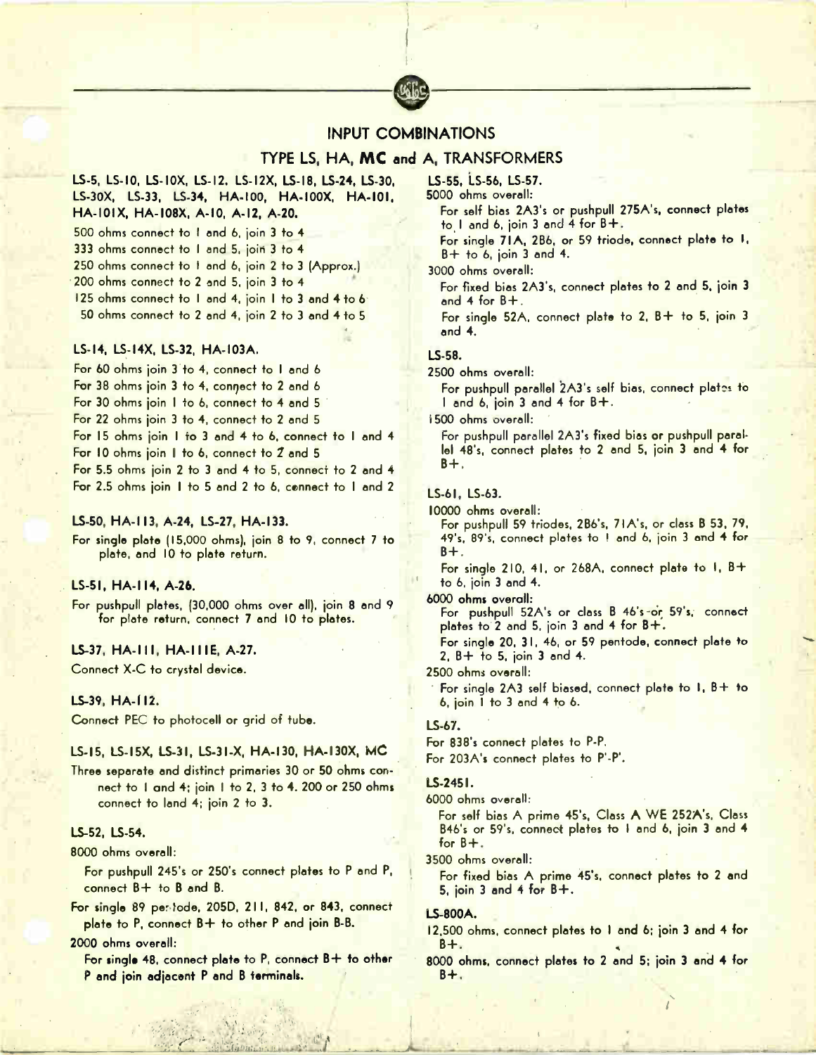# INPUT COMBINATIONS

## TYPE LS, HA, MC and A, TRANSFORMERS

### LS-5, LS-10, LS-10X, LS-12, LS-12X, LS-18, LS-24, LS-30, LS-30X, LS-33, LS-34, HA-100, HA-100X, HA-101, HA-101X, HA-108X, A-10, A-12, A-20.

500 ohms connect to 1 and 6, join 3 to 4
333 ohms connect to 1 and 5, join 3 to 4
250 ohms connect to 1 and 6, join 2 to 3 (Approx.)
200 ohms connect to 2 and 5, join 3 to 4
125 ohms connect to 1 and 4, join 1 to 3 and 4 to 6
50 ohms connect to 2 and 4, join 2 to 3 and 4 to 5

### LS-14, LS-14X, LS-32, HA-103A.

For 60 ohms join 3 to 4, connect to 1 and 6
For 38 ohms join 3 to 4, connect to 2 and 6
For 30 ohms join 1 to 6, connect to 4 and 5
For 22 ohms join 3 to 4, connect to 2 and 5
For 15 ohms join 1 to 3 and 4 to 6, connect to 1 and 4
For 10 ohms join 1 to 6, connect to 2 and 5
For 5.5 ohms join 2 to 3 and 4 to 5, connect to 2 and 4
For 2.5 ohms join 1 to 5 and 2 to 6, connect to 1 and 2

### LS-50, HA-113, A-24, LS-27, HA-133.

For single plate (15,000 ohms), join 8 to 9, connect 7 to plate, and 10 to plate return.

### LS-51, HA-114, A-26.

For pushpull plates, (30,000 ohms over all), join 8 and 9 for plate return, connect 7 and 10 to plates.

### LS-37, HA-111, HA-111E, A-27.

Connect X-C to crystal device.

### LS-39, HA-112.

Connect PEC to photocell or grid of tube.

### LS-15, LS-15X, LS-31, LS-31-X, HA-130, HA-130X, MC

Three separate and distinct primaries 30 or 50 ohms connect to 1 and 4; join 1 to 2, 3 to 4. 200 or 250 ohms connect to 1and 4; join 2 to 3.

### LS-52, LS-54.

8000 ohms overall:

For pushpull 245's or 250's connect plates to P and P, connect B+ to B and B.

For single 89 pentode, 205D, 211, 842, or 843, connect plate to P, connect B+ to other P and join B-B.

2000 ohms overall:

For single 48, connect plate to P, connect B+ to other P and join adjacent P and B terminals.

### LS-55, LS-56, LS-57.

5000 ohms overall:

For self bias 2A3's or pushpull 275A's, connect plates to 1 and 6, join 3 and 4 for B+.

For single 71A, 2B6, or 59 triode, connect plate to 1, B+ to 6, join 3 and 4.

3000 ohms overall:

For fixed bias 2A3's, connect plates to 2 and 5, join 3 and 4 for B+.

For single 52A, connect plate to 2, B+ to 5, join 3 and 4.

### LS-58.

2500 ohms overall:

For pushpull parallel 2A3's self bias, connect plates to 1 and 6, join 3 and 4 for B+.

1500 ohms overall:

For pushpull parallel 2A3's fixed bias or pushpull parallel 48's, connect plates to 2 and 5, join 3 and 4 for B+.

### LS-61, LS-63.

10000 ohms overall:

For pushpull 59 triodes, 2B6's, 71A's, or class B 53, 79, 49's, 89's, connect plates to 1 and 6, join 3 and 4 for B+.

For single 210, 41, or 268A, connect plate to 1, B+ to 6, join 3 and 4.

6000 ohms overall:

For pushpull 52A's or class B 46's or 59's, connect plates to 2 and 5, join 3 and 4 for B+.

For single 20, 31, 46, or 59 pentode, connect plate to 2, B+ to 5, join 3 and 4.

2500 ohms overall:

For single 2A3 self biased, connect plate to 1, B+ to 6, join 1 to 3 and 4 to 6.

### LS-67.

For 838's connect plates to P-P.
For 203A's connect plates to P'-P'.

### LS-2451.

6000 ohms overall:

For self bias A prime 45's, Class A WE 252A's, Class B46's or 59's, connect plates to 1 and 6, join 3 and 4 for B+.

3500 ohms overall:

For fixed bias A prime 45's, connect plates to 2 and 5, join 3 and 4 for B+.

### LS-800A.

12,500 ohms, connect plates to 1 and 6; join 3 and 4 for B+.

8000 ohms, connect plates to 2 and 5; join 3 and 4 for B+.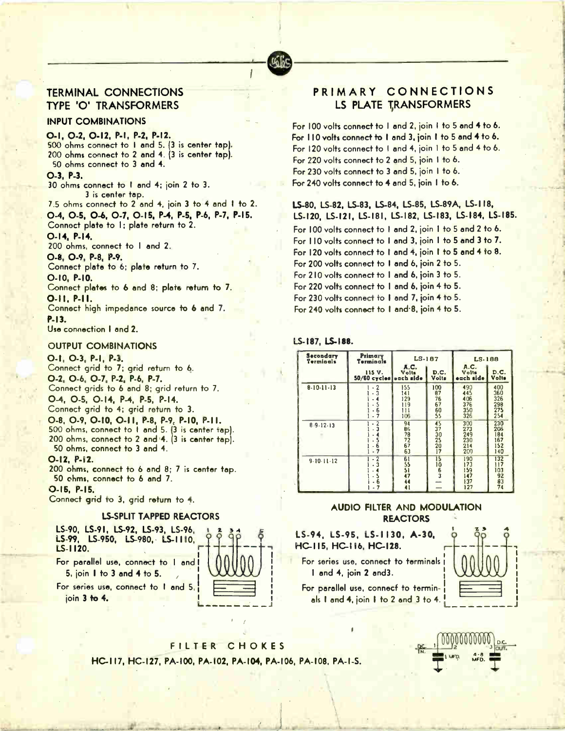## TERMINAL CONNECTIONS TYPE 'O' TRANSFORMERS

### INPUT COMBINATIONS

**O-1, O-2, O-12, P-1, P-2, P-12.**
500 ohms connect to 1 and 5. (3 is center tap).
200 ohms connect to 2 and 4. (3 is center tap).
50 ohms connect to 3 and 4.

**O-3, P-3.**
30 ohms connect to 1 and 4; join 2 to 3.
3 is center tap.
7.5 ohms connect to 2 and 4, join 3 to 4 and 1 to 2.

**O-4, O-5, O-6, O-7, O-15, P-4, P-5, P-6, P-7, P-15.**
Connect plate to 1; plate return to 2.

**O-14, P-14.**
200 ohms, connect to 1 and 2.

**O-8, O-9, P-8, P-9.**
Connect plate to 6; plate return to 7.

**O-10, P-10.**
Connect plates to 6 and 8; plate return to 7.

**O-11, P-11.**
Connect high impedance source to 6 and 7.

**P-13.**
Use connection 1 and 2.

### OUTPUT COMBINATIONS

**O-1, O-3, P-1, P-3.**
Connect grid to 7; grid return to 6.

**O-2, O-6, O-7, P-2, P-6, P-7.**
Connect grids to 6 and 8; grid return to 7.

**O-4, O-5, O-14, P-4, P-5, P-14.**
Connect grid to 4; grid return to 3.

**O-8, O-9, O-10, O-11, P-8, P-9, P-10, P-11.**
500 ohms, connect to 1 and 5. (3 is center tap).
200 ohms, connect to 2 and 4. (3 is center tap).
50 ohms, connect to 3 and 4.

**O-12, P-12.**
200 ohms, connect to 6 and 8; 7 is center tap.
50 ohms, connect to 6 and 7.

**O-15, P-15.**
Connect grid to 3, grid return to 4.

### LS-SPLIT TAPPED REACTORS

**LS-90, LS-91, LS-92, LS-93, LS-96, LS-99, LS-950, LS-980, LS-1110, LS-1120.**

For parallel use, connect to 1 and 5, join 1 to 3 and 4 to 5.

For series use, connect to 1 and 5, join 3 to 4.

## PRIMARY CONNECTIONS LS PLATE TRANSFORMERS

For 100 volts connect to 1 and 2, join 1 to 5 and 4 to 6.
For 110 volts connect to 1 and 3, join 1 to 5 and 4 to 6.
For 120 volts connect to 1 and 4, join 1 to 5 and 4 to 6.
For 220 volts connect to 2 and 5, join 1 to 6.
For 230 volts connect to 3 and 5, join 1 to 6.
For 240 volts connect to 4 and 5, join 1 to 6.

**LS-80, LS-82, LS-83, LS-84, LS-85, LS-89A, LS-118, LS-120, LS-121, LS-181, LS-182, LS-183, LS-184, LS-185.**

For 100 volts connect to 1 and 2, join 1 to 5 and 2 to 6.
For 110 volts connect to 1 and 3, join 1 to 5 and 3 to 7.
For 120 volts connect to 1 and 4, join 1 to 5 and 4 to 8.
For 200 volts connect to 1 and 6, join 2 to 5.
For 210 volts connect to 1 and 6, join 3 to 5.
For 220 volts connect to 1 and 6, join 4 to 5.
For 230 volts connect to 1 and 7, join 4 to 5.
For 240 volts connect to 1 and 8, join 4 to 5.

**LS-187, LS-188.**

| Secondary Terminals | Primary Terminals 115 V. 50/60 cycles | LS-187 A.C. Volts each side | LS-187 D.C. Volts | LS-188 A.C. Volts each side | LS-188 D.C. Volts |
|---|---|---|---|---|---|
| 8-10-11-13 | 1-2 | 155 | 100 | 490 | 400 |
| | 1-3 | 141 | 87 | 445 | 360 |
| | 1-4 | 129 | 76 | 406 | 326 |
| | 1-5 | 119 | 67 | 376 | 298 |
| | 1-6 | 111 | 60 | 350 | 275 |
| | 1-7 | 106 | 55 | 326 | 254 |
| 8-9-12-13 | 1-2 | 94 | 45 | 300 | 230 |
| | 1-3 | 86 | 37 | 273 | 206 |
| | 1-4 | 78 | 30 | 249 | 184 |
| | 1-5 | 72 | 25 | 230 | 167 |
| | 1-6 | 67 | 20 | 214 | 152 |
| | 1-7 | 63 | 17 | 200 | 140 |
| 9-10-11-12 | 1-2 | 61 | 15 | 190 | 132 |
| | 1-3 | 55 | 10 | 173 | 117 |
| | 1-4 | 51 | 6 | 159 | 103 |
| | 1-5 | 47 | 3 | 147 | 92 |
| | 1-6 | 44 | — | 137 | 83 |
| | 1-7 | 41 | — | 127 | 74 |

### AUDIO FILTER AND MODULATION REACTORS

**LS-94, LS-95, LS-1130, A-30, HC-115, HC-116, HC-128.**

For series use, connect to terminals 1 and 4, join 2 and3.

For parallel use, connecf to terminals 1 and 4, join 1 to 2 and 3 to 4.

## FILTER CHOKES

**HC-117, HC-127, PA-100, PA-102, PA-104, PA-106, PA-108, PA-1-S.**

D.C. IN. 1 — 2 — 3 D.C. OUT. 1 MFD. 4-8 MFD.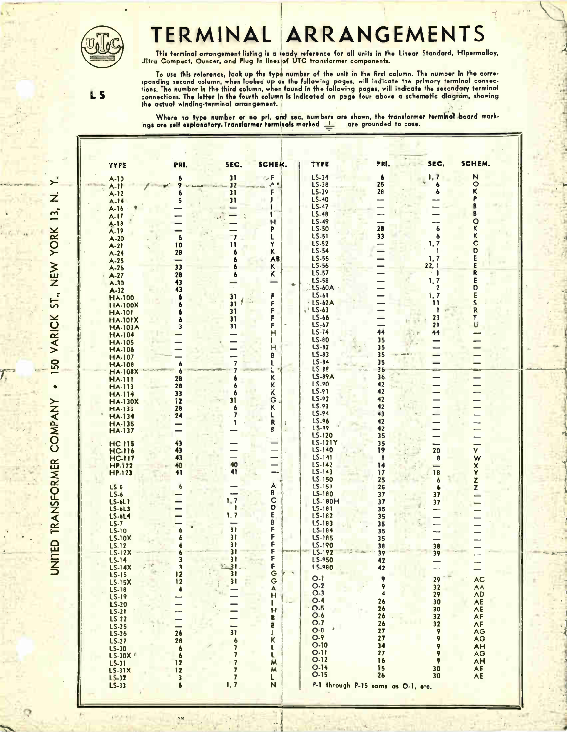# TERMINAL ARRANGEMENTS

LS

This terminal arrangement listing is a ready reference for all units in the Linear Standard, Hipermalloy, Ultra Compact, Ouncer, and Plug In lines of UTC transformer components.

To use this reference, look up the type number of the unit in the first column. The number in the corresponding second column, when looked up on the following pages, will indicate the primary terminal connections. The number in the third column, when found in the following pages, will indicate the secondary terminal connections. The letter in the fourth column is indicated on page four above a schematic diagram, showing the actual winding-terminal arrangement.

Where no type number or no pri. and sec. numbers are shown, the transformer terminal board markings are self explanatory. Transformer terminals marked ⏚ are grounded to case.

| TYPE | PRI. | SEC. | SCHEM. | TYPE | PRI. | SEC. | SCHEM. |
|---|---|---|---|---|---|---|---|
| A-10 | 6 | 31 | F | LS-34 | 6 | 1, 7 | N |
| A-11 | 9 | 32 | A A | LS-38 | 25 | 6 | O |
| A-12 | 6 | 31 | F | LS-39 | 28 | 6 | K |
| A-14 | 5 | 31 | J | LS-40 | — | — | P |
| A-16 | — | — | I | LS-47 | — | — | B |
| A-17 | — | — | I | LS-48 | — | — | B |
| A-18 | — | — | H | LS-49 | — | — | Q |
| A-19 | — | — | P | LS-50 | 28 | 6 | K |
| A-20 | 6 | 7 | L | LS-51 | 33 | 6 | K |
| A-21 | 10 | 11 | Y | LS-52 | — | 1, 7 | C |
| A-24 | 28 | 6 | K | LS-54 | — | 1 | D |
| A-25 | — | 6 | AB | LS-55 | — | 1, 7 | E |
| A-26 | 33 | 6 | K | LS-56 | — | 22, 1 | E |
| A-27 | 28 | 6 | K | LS-57 | — | 1 | R |
| A-30 | 43 | — | — | LS-58 | — | 1, 7 | E |
| A-32 | 43 | | | LS-60A | — | 2 | D |
| HA-100 | 6 | 31 | F | LS-61 | — | 1, 7 | E |
| HA-100X | 6 | 31 | F | LS-62A | — | 13 | S |
| HA-101 | 6 | 31 | F | LS-63 | — | 1 | R |
| HA-101X | 6 | 31 | F | LS-66 | — | 23 | T |
| HA-103A | 3 | 31 | F | LS-67 | — | 21 | U |
| HA-104 | — | — | H | LS-74 | 44 | 44 | — |
| HA-105 | — | — | I | LS-80 | 35 | — | — |
| HA-106 | — | — | H | LS-82 | 35 | — | — |
| HA-107 | — | — | B | LS-83 | 35 | — | — |
| HA-108 | 6 | 7 | L | LS-84 | 35 | — | — |
| HA-108X | 6 | 7 | L | LS 89 | 36 | — | — |
| HA-111 | 28 | 6 | K | LS-89A | 36 | — | — |
| HA-113 | 28 | 6 | K | LS-90 | 42 | — | — |
| HA-114 | 33 | 6 | K | LS-91 | 42 | — | — |
| HA-130X | 12 | 31 | G | LS-92 | 42 | — | — |
| HA-133 | 28 | 6 | K | LS-93 | 42 | — | — |
| HA-134 | 24 | 7 | L | LS-94 | 43 | — | — |
| HA-135 | — | 1 | R | LS-96 | 42 | — | — |
| HA-137 | — | — | B | LS-99 | 42 | — | — |
| | | | | LS-120 | 35 | — | — |
| HC-115 | 43 | — | — | LS-121Y | 35 | — | — |
| HC-116 | 43 | — | — | LS-140 | 19 | 20 | V |
| HC-117 | 43 | — | — | LS-141 | 8 | 8 | W |
| HP-122 | 40 | 40 | — | LS-142 | 14 | — | X |
| HP-123 | 41 | 41 | — | LS-143 | 17 | 18 | Y |
| | | | | LS-150 | 25 | 6 | Z |
| LS-5 | 6 | — | A | LS-151 | 25 | 6 | Z |
| LS-6 | — | — | B | LS-180 | 37 | 37 | — |
| LS-6L1 | — | 1, 7 | C | LS-180H | 37 | 37 | — |
| LS-6L3 | — | 1 | D | LS-181 | 35 | — | — |
| LS-6L4 | — | 1, 7 | E | LS-182 | 35 | — | — |
| LS-7 | — | — | B | LS-183 | 35 | — | — |
| LS-10 | 6 | 31 | F | LS-184 | 35 | — | — |
| LS-10X | 6 | 31 | F | LS-185 | 35 | — | — |
| LS-12 | 6 | 31 | F | LS-190 | 38 | 38 | — |
| LS-12X | 6 | 31 | F | LS-192 | 39 | 39 | — |
| LS-14 | 3 | 31 | F | LS-950 | 42 | — | — |
| LS-14X | 3 | 31 | F | LS-980 | 42 | — | — |
| LS-15 | 12 | 31 | G | | | | |
| LS-15X | 12 | 31 | G | O-1 | 9 | 29 | AC |
| LS-18 | 6 | — | A | O-2 | 9 | 32 | AA |
| LS-19 | — | — | H | O-3 | 4 | 29 | AD |
| LS-20 | — | — | I | O-4 | 26 | 30 | AE |
| LS-21 | — | — | H | O-5 | 26 | 30 | AE |
| LS-22 | — | — | B | O-6 | 26 | 32 | AF |
| LS-25 | — | — | B | O-7 | 26 | 32 | AF |
| LS-26 | 26 | 31 | J | O-8 | 27 | 9 | AG |
| LS-27 | 28 | 6 | K | O-9 | 27 | 9 | AG |
| LS-30 | 6 | 7 | L | O-10 | 34 | 9 | AH |
| LS-30X | 6 | 7 | L | O-11 | 27 | 9 | AG |
| LS-31 | 12 | 7 | M | O-12 | 16 | 9 | AH |
| LS-31X | 12 | 7 | M | O-14 | 15 | 30 | AE |
| LS-32 | 3 | 7 | L | O-15 | 26 | 30 | AE |
| LS-33 | 6 | 1, 7 | N | P-1 through P-15 same as O-1, etc. | | | |

UNITED TRANSFORMER COMPANY • 150 VARICK ST., NEW YORK 13, N. Y.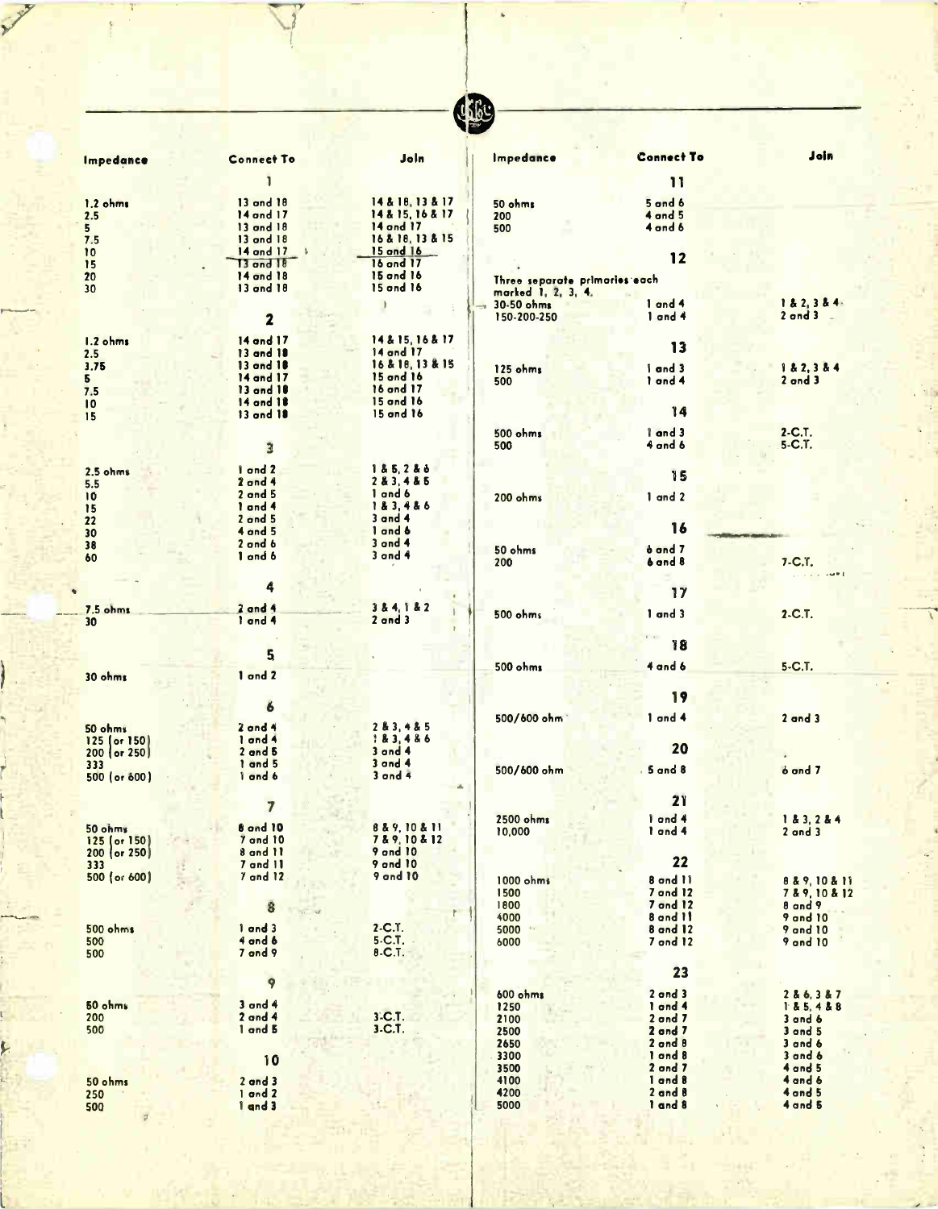| Impedance | Connect To | Join |
|---|---|---|
| | **1** | |
| 1.2 ohms | 13 and 18 | 14 & 18, 13 & 17 |
| 2.5 | 14 and 17 | 14 & 15, 16 & 17 |
| 5 | 13 and 18 | 14 and 17 |
| 7.5 | 13 and 18 | 16 & 18, 13 & 15 |
| 10 | 14 and 17 | 15 and 16 |
| 15 | 13 and 18 | 16 and 17 |
| 20 | 14 and 18 | 15 and 16 |
| 30 | 13 and 18 | 15 and 16 |
| | **2** | |
| 1.2 ohms | 14 and 17 | 14 & 15, 16 & 17 |
| 2.5 | 13 and 18 | 14 and 17 |
| 3.75 | 13 and 18 | 16 & 18, 13 & 15 |
| 5 | 14 and 17 | 15 and 16 |
| 7.5 | 13 and 18 | 16 and 17 |
| 10 | 14 and 18 | 15 and 16 |
| 15 | 13 and 18 | 15 and 16 |
| | **3** | |
| 2.5 ohms | 1 and 2 | 1 & 5, 2 & 6 |
| 5.5 | 2 and 4 | 2 & 3, 4 & 5 |
| 10 | 2 and 5 | 1 and 6 |
| 15 | 1 and 4 | 1 & 3, 4 & 6 |
| 22 | 2 and 5 | 3 and 4 |
| 30 | 4 and 5 | 1 and 6 |
| 38 | 2 and 6 | 3 and 4 |
| 60 | 1 and 6 | 3 and 4 |
| | **4** | |
| 7.5 ohms | 2 and 4 | 3 & 4, 1 & 2 |
| 30 | 1 and 4 | 2 and 3 |
| | **5** | |
| 30 ohms | 1 and 2 | |
| | **6** | |
| 50 ohms | 2 and 4 | 2 & 3, 4 & 5 |
| 125 (or 150) | 1 and 4 | 1 & 3, 4 & 6 |
| 200 (or 250) | 2 and 5 | 3 and 4 |
| 333 | 1 and 5 | 3 and 4 |
| 500 (or 600) | 1 and 6 | 3 and 4 |
| | **7** | |
| 50 ohms | 8 and 10 | 8 & 9, 10 & 11 |
| 125 (or 150) | 7 and 10 | 7 & 9, 10 & 12 |
| 200 (or 250) | 8 and 11 | 9 and 10 |
| 333 | 7 and 11 | 9 and 10 |
| 500 (or 600) | 7 and 12 | 9 and 10 |
| | **8** | |
| 500 ohms | 1 and 3 | 2-C.T. |
| 500 | 4 and 6 | 5-C.T. |
| 500 | 7 and 9 | 8-C.T. |
| | **9** | |
| 50 ohms | 3 and 4 | |
| 200 | 2 and 4 | 3-C.T. |
| 500 | 1 and 5 | 3-C.T. |
| | **10** | |
| 50 ohms | 2 and 3 | |
| 250 | 1 and 2 | |
| 500 | 1 and 3 | |

| Impedance | Connect To | Join |
|---|---|---|
| | **11** | |
| 50 ohms | 5 and 6 | |
| 200 | 4 and 5 | |
| 500 | 4 and 6 | |
| | **12** | |
| Three separate primaries each marked 1, 2, 3, 4. | | |
| 30-50 ohms | 1 and 4 | 1 & 2, 3 & 4 |
| 150-200-250 | 1 and 4 | 2 and 3 |
| | **13** | |
| 125 ohms | 1 and 3 | 1 & 2, 3 & 4 |
| 500 | 1 and 4 | 2 and 3 |
| | **14** | |
| 500 ohms | 1 and 3 | 2-C.T. |
| 500 | 4 and 6 | 5-C.T. |
| | **15** | |
| 200 ohms | 1 and 2 | |
| | **16** | |
| 50 ohms | 6 and 7 | |
| 200 | 6 and 8 | 7-C.T. |
| | **17** | |
| 500 ohms | 1 and 3 | 2-C.T. |
| | **18** | |
| 500 ohms | 4 and 6 | 5-C.T. |
| | **19** | |
| 500/600 ohm | 1 and 4 | 2 and 3 |
| | **20** | |
| 500/600 ohm | 5 and 8 | 6 and 7 |
| | **21** | |
| 2500 ohms | 1 and 4 | 1 & 3, 2 & 4 |
| 10,000 | 1 and 4 | 2 and 3 |
| | **22** | |
| 1000 ohms | 8 and 11 | 8 & 9, 10 & 11 |
| 1500 | 7 and 12 | 7 & 9, 10 & 12 |
| 1800 | 7 and 12 | 8 and 9 |
| 4000 | 8 and 11 | 9 and 10 |
| 5000 | 8 and 12 | 9 and 10 |
| 6000 | 7 and 12 | 9 and 10 |
| | **23** | |
| 600 ohms | 2 and 3 | 2 & 6, 3 & 7 |
| 1250 | 1 and 4 | 1 & 5, 4 & 8 |
| 2100 | 2 and 7 | 3 and 6 |
| 2500 | 2 and 7 | 3 and 5 |
| 2650 | 2 and 8 | 3 and 6 |
| 3300 | 1 and 8 | 3 and 6 |
| 3500 | 2 and 7 | 4 and 5 |
| 4100 | 1 and 8 | 4 and 6 |
| 4200 | 2 and 8 | 4 and 5 |
| 5000 | 1 and 8 | 4 and 5 |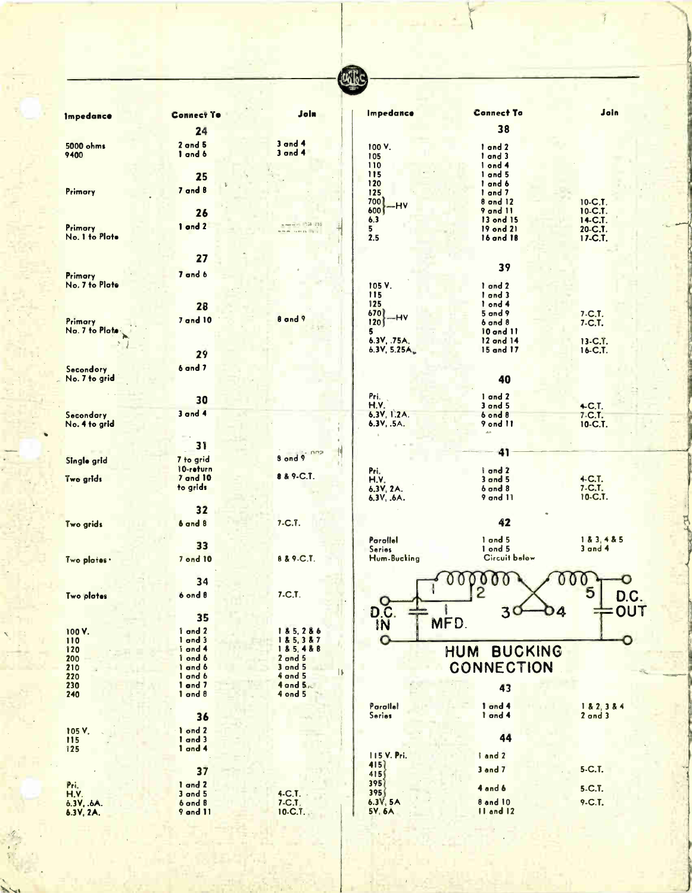| Impedance | Connect To | Join |
|---|---|---|
| | **24** | |
| 5000 ohms | 2 and 5 | 3 and 4 |
| 9400 | 1 and 6 | 3 and 4 |
| | **25** | |
| Primary | 7 and 8 | |
| | **26** | |
| Primary No. 1 to Plate | 1 and 2 | |
| | **27** | |
| Primary No. 7 to Plate | 7 and 6 | |
| | **28** | |
| Primary No. 7 to Plate | 7 and 10 | 8 and 9 |
| | **29** | |
| Secondary No. 7 to grid | 6 and 7 | |
| | **30** | |
| Secondary No. 4 to grid | 3 and 4 | |
| | **31** | |
| Single grid | 7 to grid 10-return | 8 and 9 |
| Two grids | 7 and 10 to grids | 8 & 9-C.T. |
| | **32** | |
| Two grids | 6 and 8 | 7-C.T. |
| | **33** | |
| Two plates | 7 and 10 | 8 & 9-C.T. |
| | **34** | |
| Two plates | 6 and 8 | 7-C.T. |
| | **35** | |
| 100 V. | 1 and 2 | 1 & 5, 2 & 6 |
| 110 | 1 and 3 | 1 & 5, 3 & 7 |
| 120 | 1 and 4 | 1 & 5, 4 & 8 |
| 200 | 1 and 6 | 2 and 5 |
| 210 | 1 and 6 | 3 and 5 |
| 220 | 1 and 6 | 4 and 5 |
| 230 | 1 and 7 | 4 and 5 |
| 240 | 1 and 8 | 4 and 5 |
| | **36** | |
| 105 V. | 1 and 2 | |
| 115 | 1 and 3 | |
| 125 | 1 and 4 | |
| | **37** | |
| Pri. | 1 and 2 | |
| H.V. | 3 and 5 | 4-C.T. |
| 6.3V, .6A. | 6 and 8 | 7-C.T. |
| 6.3V, 2A. | 9 and 11 | 10-C.T. |

| Impedance | Connect To | Join |
|---|---|---|
| | **38** | |
| 100 V. | 1 and 2 | |
| 105 | 1 and 3 | |
| 110 | 1 and 4 | |
| 115 | 1 and 5 | |
| 120 | 1 and 6 | |
| 125 | 1 and 7 | |
| 700 —HV | 8 and 12 | 10-C.T. |
| 600 —HV | 9 and 11 | 10-C.T. |
| 6.3 | 13 and 15 | 14-C.T. |
| 5 | 19 and 21 | 20-C.T. |
| 2.5 | 16 and 18 | 17-C.T. |
| | **39** | |
| 105 V. | 1 and 2 | |
| 115 | 1 and 3 | |
| 125 | 1 and 4 | |
| 670 —HV | 5 and 9 | 7-C.T. |
| 120 —HV | 6 and 8 | 7-C.T. |
| 5 | 10 and 11 | |
| 6.3V, .75A. | 12 and 14 | 13-C.T. |
| 6.3V, 5.25A. | 15 and 17 | 16-C.T. |
| | **40** | |
| Pri. | 1 and 2 | |
| H.V. | 3 and 5 | 4-C.T. |
| 6.3V, 1.2A. | 6 and 8 | 7-C.T. |
| 6.3V, .5A. | 9 and 11 | 10-C.T. |
| | **41** | |
| Pri. | 1 and 2 | |
| H.V. | 3 and 5 | 4-C.T. |
| 6.3V, 2A. | 6 and 8 | 7-C.T. |
| 6.3V, .6A. | 9 and 11 | 10-C.T. |
| | **42** | |
| Parallel | 1 and 5 | 1 & 3, 4 & 5 |
| Series | 1 and 5 | 3 and 4 |
| Hum-Bucking | Circuit below | |

**HUM BUCKING CONNECTION** (D.C. IN — 1 MFD. — terminals 1, 2, 3, 4, 5 — D.C. OUT)

| Impedance | Connect To | Join |
|---|---|---|
| | **43** | |
| Parallel | 1 and 4 | 1 & 2, 3 & 4 |
| Series | 1 and 4 | 2 and 3 |
| | **44** | |
| 115 V. Pri. | 1 and 2 | |
| 415 / 415 | 3 and 7 | 5-C.T. |
| 395 / 395 | 4 and 6 | 5-C.T. |
| 6.3V, 5A | 8 and 10 | 9-C.T. |
| 5V, 6A | 11 and 12 | |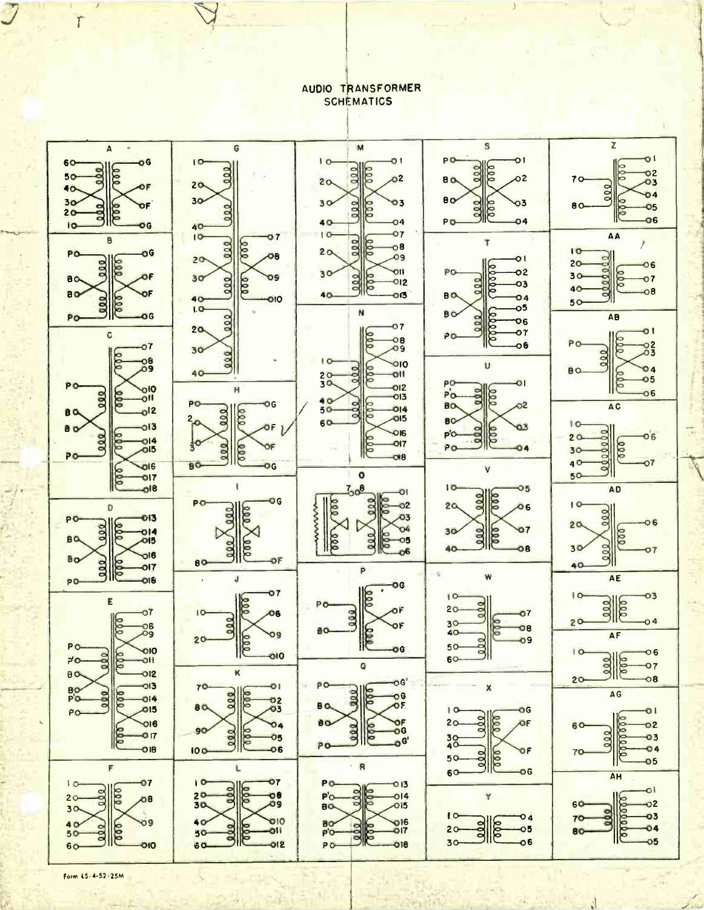# AUDIO TRANSFORMER SCHEMATICS

A

6 5 4 3 2 1 G F F G

B

P B B P G F F G

C

P B B P 7 8 9 10 11 12 13 14 15 16 17 18

D

P B B P 13 14 15 16 17 18

E

P P' B B P' P 7 8 9 10 11 12 13 14 15 16 17 18

F

1 2 3 4 5 6 7 8 9 10

G

1 2 3 4 1 2 3 4 1 2 3 4 7 8 9 10

H

P 2 3 B G F F G

I

P B G F

J

1 2 7 8 9 10

K

7 8 9 10 1 2 3 4 5 6

L

1 2 3 4 5 6 7 8 9 10 11 12

M

1 2 3 4 1 2 3 4 1 2 3 4 7 8 9 11 12 13

N

1 2 3 4 5 6 7 8 9 10 11 12 13 14 15 16 17 18

O

7 8 1 2 3 4 5 6

P

P B G F F G

Q

P B B P G' G F F G G'

R

P P' B B P' P 13 14 15 16 17 18

S

P B B P 1 2 3 4

T

P B B P 1 2 3 4 5 6 7 8

U

P P' B B P' P 1 2 3 4

V

1 2 3 4 5 6 7 8

W

1 2 3 4 5 6 7 8 9

X

1 2 3 4 5 6 G F F G

Y

1 2 3 4 5 6

Z

7 8 1 2 3 4 5 6

AA

1 2 3 4 5 6 7 8

AB

P B 1 2 3 4 5 6

AC

1 2 3 4 5 6 7

AD

1 2 3 4 6 7

AE

1 2 3 4

AF

1 2 6 7 8

AG

6 7 1 2 3 4 5

AH

6 7 8 1 2 3 4 5

Form LS-4-52-25M